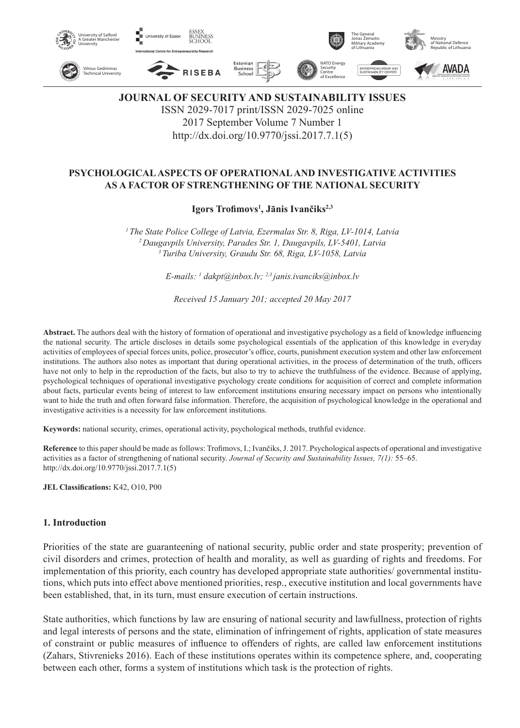**JOURNAL OF SECURITY AND SUSTAINABILITY ISSUES**
ISSN 2029-7017 print/ISSN 2029-7025 online
2017 September Volume 7 Number 1
http://dx.doi.org/10.9770/jssi.2017.7.1(5)

# PSYCHOLOGICAL ASPECTS OF OPERATIONAL AND INVESTIGATIVE ACTIVITIES AS A FACTOR OF STRENGTHENING OF THE NATIONAL SECURITY

**Igors Trofimovs[1], Jānis Ivančiks[2,3]**

*[1] The State Police College of Latvia, Ezermalas Str. 8, Riga, LV-1014, Latvia*
*[2] Daugavpils University, Parades Str. 1, Daugavpils, LV-5401, Latvia*
*[3] Turiba University, Graudu Str. 68, Riga, LV-1058, Latvia*

*E-mails: [1] dakpt@inbox.lv; [2,3] janis.ivanciks@inbox.lv*

*Received 15 January 201; accepted 20 May 2017*

**Abstract.** The authors deal with the history of formation of operational and investigative psychology as a field of knowledge influencing the national security. The article discloses in details some psychological essentials of the application of this knowledge in everyday activities of employees of special forces units, police, prosecutor's office, courts, punishment execution system and other law enforcement institutions. The authors also notes as important that during operational activities, in the process of determination of the truth, officers have not only to help in the reproduction of the facts, but also to try to achieve the truthfulness of the evidence. Because of applying, psychological techniques of operational investigative psychology create conditions for acquisition of correct and complete information about facts, particular events being of interest to law enforcement institutions ensuring necessary impact on persons who intentionally want to hide the truth and often forward false information. Therefore, the acquisition of psychological knowledge in the operational and investigative activities is a necessity for law enforcement institutions.

**Keywords:** national security, crimes, operational activity, psychological methods, truthful evidence.

**Reference** to this paper should be made as follows: Trofimovs, I.; Ivančiks, J. 2017. Psychological aspects of operational and investigative activities as a factor of strengthening of national security. *Journal of Security and Sustainability Issues, 7(1):* 55–65. http://dx.doi.org/10.9770/jssi.2017.7.1(5)

**JEL Classifications:** K42, O10, P00

## 1. Introduction

Priorities of the state are guaranteening of national security, public order and state prosperity; prevention of civil disorders and crimes, protection of health and morality, as well as guarding of rights and freedoms. For implementation of this priority, each country has developed appropriate state authorities/ governmental institutions, which puts into effect above mentioned priorities, resp., executive institution and local governments have been established, that, in its turn, must ensure execution of certain instructions.

State authorities, which functions by law are ensuring of national security and lawfullness, protection of rights and legal interests of persons and the state, elimination of infringement of rights, application of state measures of constraint or public measures of influence to offenders of rights, are called law enforcement institutions (Zahars, Stivrenieks 2016). Each of these institutions operates within its competence sphere, and, cooperating between each other, forms a system of institutions which task is the protection of rights.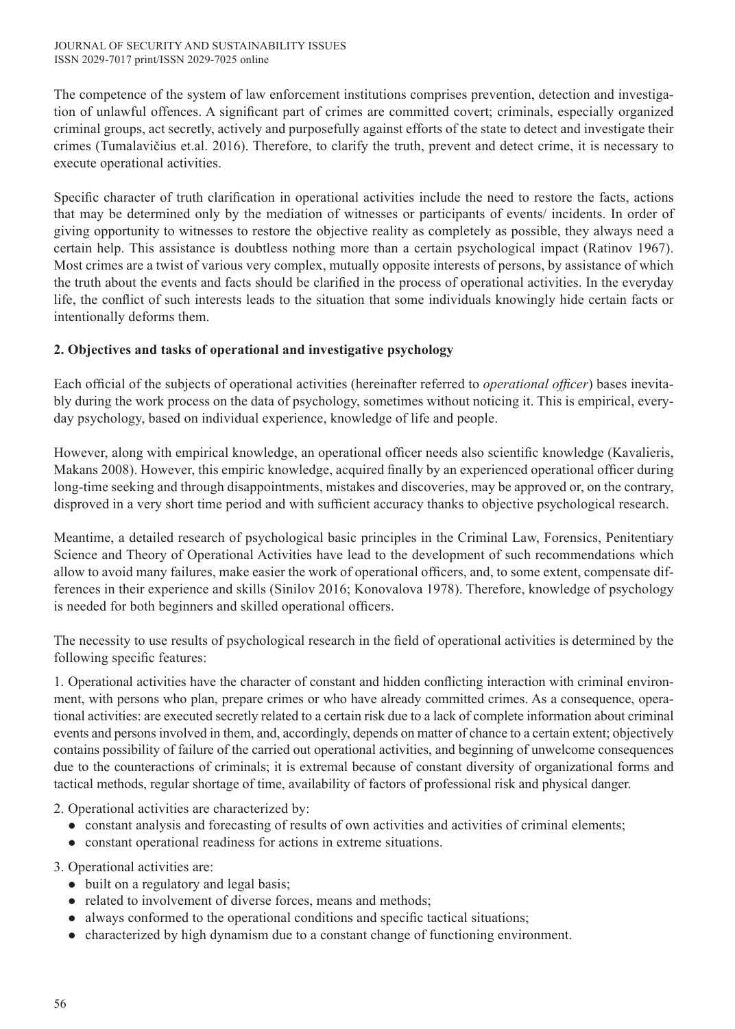The competence of the system of law enforcement institutions comprises prevention, detection and investigation of unlawful offences. A significant part of crimes are committed covert; criminals, especially organized criminal groups, act secretly, actively and purposefully against efforts of the state to detect and investigate their crimes (Tumalavičius et.al. 2016). Therefore, to clarify the truth, prevent and detect crime, it is necessary to execute operational activities.

Specific character of truth clarification in operational activities include the need to restore the facts, actions that may be determined only by the mediation of witnesses or participants of events/ incidents. In order of giving opportunity to witnesses to restore the objective reality as completely as possible, they always need a certain help. This assistance is doubtless nothing more than a certain psychological impact (Ratinov 1967). Most crimes are a twist of various very complex, mutually opposite interests of persons, by assistance of which the truth about the events and facts should be clarified in the process of operational activities. In the everyday life, the conflict of such interests leads to the situation that some individuals knowingly hide certain facts or intentionally deforms them.

## 2. Objectives and tasks of operational and investigative psychology

Each official of the subjects of operational activities (hereinafter referred to *operational officer*) bases inevitably during the work process on the data of psychology, sometimes without noticing it. This is empirical, everyday psychology, based on individual experience, knowledge of life and people.

However, along with empirical knowledge, an operational officer needs also scientific knowledge (Kavalieris, Makans 2008). However, this empiric knowledge, acquired finally by an experienced operational officer during long-time seeking and through disappointments, mistakes and discoveries, may be approved or, on the contrary, disproved in a very short time period and with sufficient accuracy thanks to objective psychological research.

Meantime, a detailed research of psychological basic principles in the Criminal Law, Forensics, Penitentiary Science and Theory of Operational Activities have lead to the development of such recommendations which allow to avoid many failures, make easier the work of operational officers, and, to some extent, compensate differences in their experience and skills (Sinilov 2016; Konovalova 1978). Therefore, knowledge of psychology is needed for both beginners and skilled operational officers.

The necessity to use results of psychological research in the field of operational activities is determined by the following specific features:

1. Operational activities have the character of constant and hidden conflicting interaction with criminal environment, with persons who plan, prepare crimes or who have already committed crimes. As a consequence, operational activities: are executed secretly related to a certain risk due to a lack of complete information about criminal events and persons involved in them, and, accordingly, depends on matter of chance to a certain extent; objectively contains possibility of failure of the carried out operational activities, and beginning of unwelcome consequences due to the counteractions of criminals; it is extremal because of constant diversity of organizational forms and tactical methods, regular shortage of time, availability of factors of professional risk and physical danger.

2. Operational activities are characterized by:
   - constant analysis and forecasting of results of own activities and activities of criminal elements;
   - constant operational readiness for actions in extreme situations.

3. Operational activities are:
   - built on a regulatory and legal basis;
   - related to involvement of diverse forces, means and methods;
   - always conformed to the operational conditions and specific tactical situations;
   - characterized by high dynamism due to a constant change of functioning environment.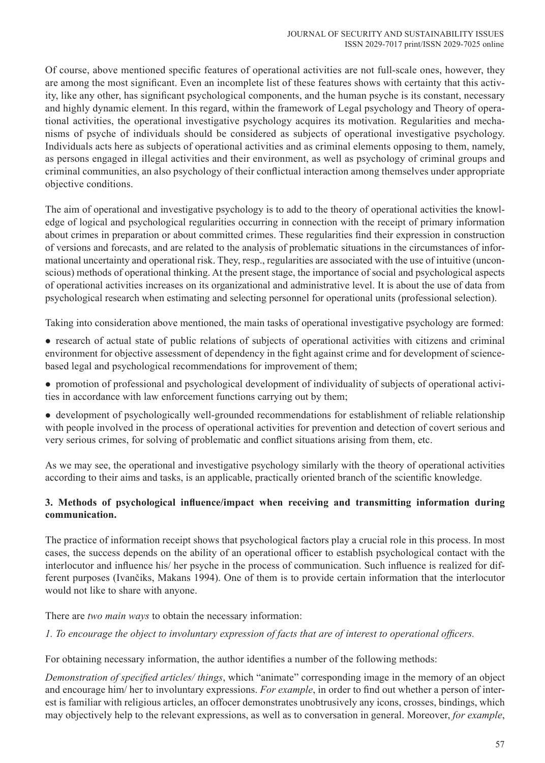Of course, above mentioned specific features of operational activities are not full-scale ones, however, they are among the most significant. Even an incomplete list of these features shows with certainty that this activity, like any other, has significant psychological components, and the human psyche is its constant, necessary and highly dynamic element. In this regard, within the framework of Legal psychology and Theory of operational activities, the operational investigative psychology acquires its motivation. Regularities and mechanisms of psyche of individuals should be considered as subjects of operational investigative psychology. Individuals acts here as subjects of operational activities and as criminal elements opposing to them, namely, as persons engaged in illegal activities and their environment, as well as psychology of criminal groups and criminal communities, an also psychology of their conflictual interaction among themselves under appropriate objective conditions.

The aim of operational and investigative psychology is to add to the theory of operational activities the knowledge of logical and psychological regularities occurring in connection with the receipt of primary information about crimes in preparation or about committed crimes. These regularities find their expression in construction of versions and forecasts, and are related to the analysis of problematic situations in the circumstances of informational uncertainty and operational risk. They, resp., regularities are associated with the use of intuitive (unconscious) methods of operational thinking. At the present stage, the importance of social and psychological aspects of operational activities increases on its organizational and administrative level. It is about the use of data from psychological research when estimating and selecting personnel for operational units (professional selection).

Taking into consideration above mentioned, the main tasks of operational investigative psychology are formed:

- research of actual state of public relations of subjects of operational activities with citizens and criminal environment for objective assessment of dependency in the fight against crime and for development of science-based legal and psychological recommendations for improvement of them;
- promotion of professional and psychological development of individuality of subjects of operational activities in accordance with law enforcement functions carrying out by them;
- development of psychologically well-grounded recommendations for establishment of reliable relationship with people involved in the process of operational activities for prevention and detection of covert serious and very serious crimes, for solving of problematic and conflict situations arising from them, etc.

As we may see, the operational and investigative psychology similarly with the theory of operational activities according to their aims and tasks, is an applicable, practically oriented branch of the scientific knowledge.

## 3. Methods of psychological influence/impact when receiving and transmitting information during communication.

The practice of information receipt shows that psychological factors play a crucial role in this process. In most cases, the success depends on the ability of an operational officer to establish psychological contact with the interlocutor and influence his/ her psyche in the process of communication. Such influence is realized for different purposes (Ivančiks, Makans 1994). One of them is to provide certain information that the interlocutor would not like to share with anyone.

There are *two main ways* to obtain the necessary information:

*1. To encourage the object to involuntary expression of facts that are of interest to operational officers.*

For obtaining necessary information, the author identifies a number of the following methods:

*Demonstration of specified articles/ things*, which "animate" corresponding image in the memory of an object and encourage him/ her to involuntary expressions. *For example*, in order to find out whether a person of interest is familiar with religious articles, an offocer demonstrates unobtrusively any icons, crosses, bindings, which may objectively help to the relevant expressions, as well as to conversation in general. Moreover, *for example*,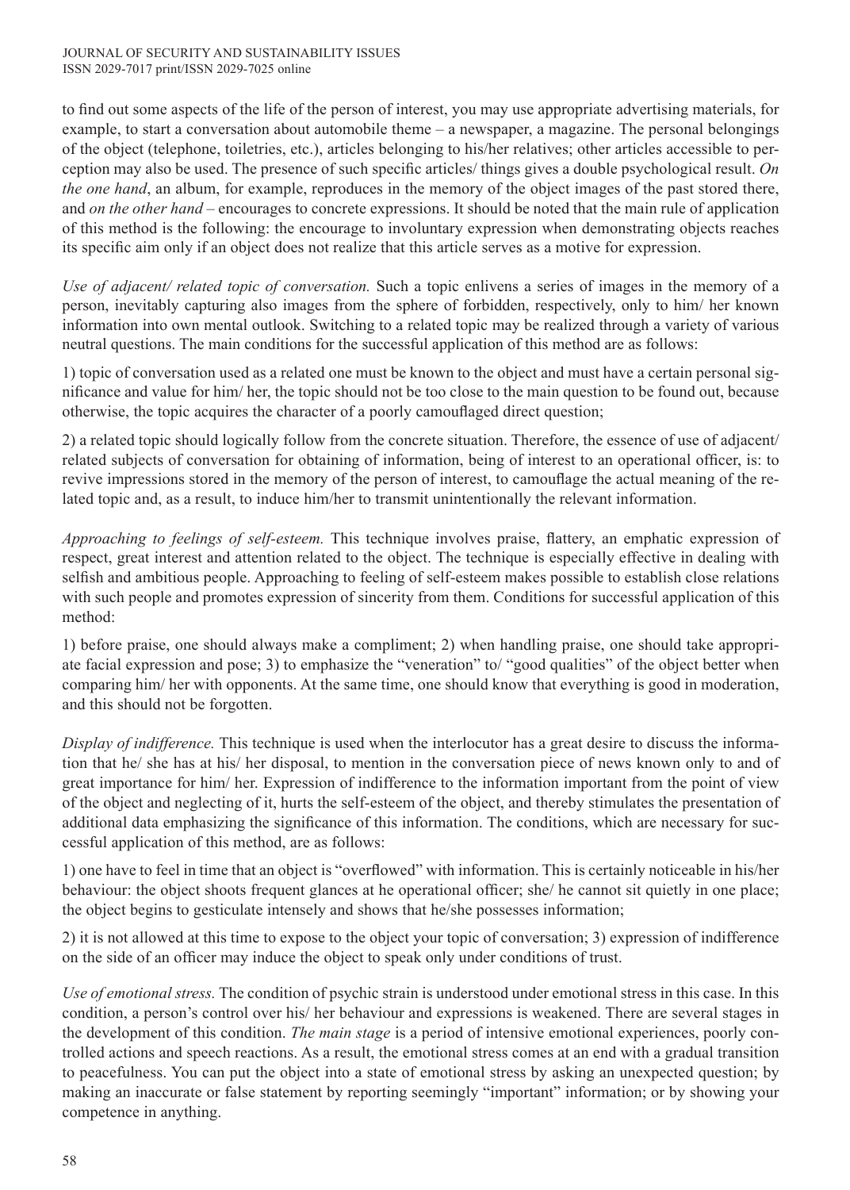to find out some aspects of the life of the person of interest, you may use appropriate advertising materials, for example, to start a conversation about automobile theme – a newspaper, a magazine. The personal belongings of the object (telephone, toiletries, etc.), articles belonging to his/her relatives; other articles accessible to perception may also be used. The presence of such specific articles/ things gives a double psychological result. *On the one hand*, an album, for example, reproduces in the memory of the object images of the past stored there, and *on the other hand* – encourages to concrete expressions. It should be noted that the main rule of application of this method is the following: the encourage to involuntary expression when demonstrating objects reaches its specific aim only if an object does not realize that this article serves as a motive for expression.

*Use of adjacent/ related topic of conversation.* Such a topic enlivens a series of images in the memory of a person, inevitably capturing also images from the sphere of forbidden, respectively, only to him/ her known information into own mental outlook. Switching to a related topic may be realized through a variety of various neutral questions. The main conditions for the successful application of this method are as follows:

1) topic of conversation used as a related one must be known to the object and must have a certain personal significance and value for him/ her, the topic should not be too close to the main question to be found out, because otherwise, the topic acquires the character of a poorly camouflaged direct question;

2) a related topic should logically follow from the concrete situation. Therefore, the essence of use of adjacent/ related subjects of conversation for obtaining of information, being of interest to an operational officer, is: to revive impressions stored in the memory of the person of interest, to camouflage the actual meaning of the related topic and, as a result, to induce him/her to transmit unintentionally the relevant information.

*Approaching to feelings of self-esteem.* This technique involves praise, flattery, an emphatic expression of respect, great interest and attention related to the object. The technique is especially effective in dealing with selfish and ambitious people. Approaching to feeling of self-esteem makes possible to establish close relations with such people and promotes expression of sincerity from them. Conditions for successful application of this method:

1) before praise, one should always make a compliment; 2) when handling praise, one should take appropriate facial expression and pose; 3) to emphasize the "veneration" to/ "good qualities" of the object better when comparing him/ her with opponents. At the same time, one should know that everything is good in moderation, and this should not be forgotten.

*Display of indifference.* This technique is used when the interlocutor has a great desire to discuss the information that he/ she has at his/ her disposal, to mention in the conversation piece of news known only to and of great importance for him/ her. Expression of indifference to the information important from the point of view of the object and neglecting of it, hurts the self-esteem of the object, and thereby stimulates the presentation of additional data emphasizing the significance of this information. The conditions, which are necessary for successful application of this method, are as follows:

1) one have to feel in time that an object is "overflowed" with information. This is certainly noticeable in his/her behaviour: the object shoots frequent glances at he operational officer; she/ he cannot sit quietly in one place; the object begins to gesticulate intensely and shows that he/she possesses information;

2) it is not allowed at this time to expose to the object your topic of conversation; 3) expression of indifference on the side of an officer may induce the object to speak only under conditions of trust.

*Use of emotional stress.* The condition of psychic strain is understood under emotional stress in this case. In this condition, a person's control over his/ her behaviour and expressions is weakened. There are several stages in the development of this condition. *The main stage* is a period of intensive emotional experiences, poorly controlled actions and speech reactions. As a result, the emotional stress comes at an end with a gradual transition to peacefulness. You can put the object into a state of emotional stress by asking an unexpected question; by making an inaccurate or false statement by reporting seemingly "important" information; or by showing your competence in anything.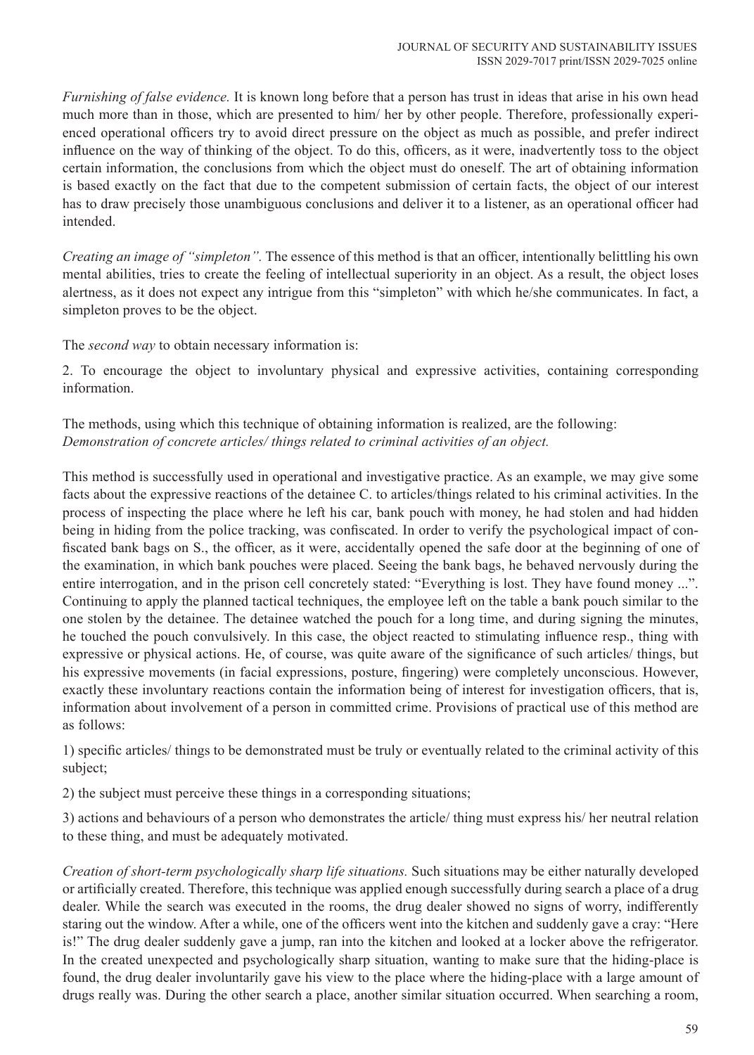*Furnishing of false evidence.* It is known long before that a person has trust in ideas that arise in his own head much more than in those, which are presented to him/ her by other people. Therefore, professionally experienced operational officers try to avoid direct pressure on the object as much as possible, and prefer indirect influence on the way of thinking of the object. To do this, officers, as it were, inadvertently toss to the object certain information, the conclusions from which the object must do oneself. The art of obtaining information is based exactly on the fact that due to the competent submission of certain facts, the object of our interest has to draw precisely those unambiguous conclusions and deliver it to a listener, as an operational officer had intended.

*Creating an image of "simpleton".* The essence of this method is that an officer, intentionally belittling his own mental abilities, tries to create the feeling of intellectual superiority in an object. As a result, the object loses alertness, as it does not expect any intrigue from this "simpleton" with which he/she communicates. In fact, a simpleton proves to be the object.

The *second way* to obtain necessary information is:

2. To encourage the object to involuntary physical and expressive activities, containing corresponding information.

The methods, using which this technique of obtaining information is realized, are the following:
*Demonstration of concrete articles/ things related to criminal activities of an object.*

This method is successfully used in operational and investigative practice. As an example, we may give some facts about the expressive reactions of the detainee C. to articles/things related to his criminal activities. In the process of inspecting the place where he left his car, bank pouch with money, he had stolen and had hidden being in hiding from the police tracking, was confiscated. In order to verify the psychological impact of confiscated bank bags on S., the officer, as it were, accidentally opened the safe door at the beginning of one of the examination, in which bank pouches were placed. Seeing the bank bags, he behaved nervously during the entire interrogation, and in the prison cell concretely stated: "Everything is lost. They have found money ...". Continuing to apply the planned tactical techniques, the employee left on the table a bank pouch similar to the one stolen by the detainee. The detainee watched the pouch for a long time, and during signing the minutes, he touched the pouch convulsively. In this case, the object reacted to stimulating influence resp., thing with expressive or physical actions. He, of course, was quite aware of the significance of such articles/ things, but his expressive movements (in facial expressions, posture, fingering) were completely unconscious. However, exactly these involuntary reactions contain the information being of interest for investigation officers, that is, information about involvement of a person in committed crime. Provisions of practical use of this method are as follows:

1) specific articles/ things to be demonstrated must be truly or eventually related to the criminal activity of this subject;

2) the subject must perceive these things in a corresponding situations;

3) actions and behaviours of a person who demonstrates the article/ thing must express his/ her neutral relation to these thing, and must be adequately motivated.

*Creation of short-term psychologically sharp life situations.* Such situations may be either naturally developed or artificially created. Therefore, this technique was applied enough successfully during search a place of a drug dealer. While the search was executed in the rooms, the drug dealer showed no signs of worry, indifferently staring out the window. After a while, one of the officers went into the kitchen and suddenly gave a cray: "Here is!" The drug dealer suddenly gave a jump, ran into the kitchen and looked at a locker above the refrigerator. In the created unexpected and psychologically sharp situation, wanting to make sure that the hiding-place is found, the drug dealer involuntarily gave his view to the place where the hiding-place with a large amount of drugs really was. During the other search a place, another similar situation occurred. When searching a room,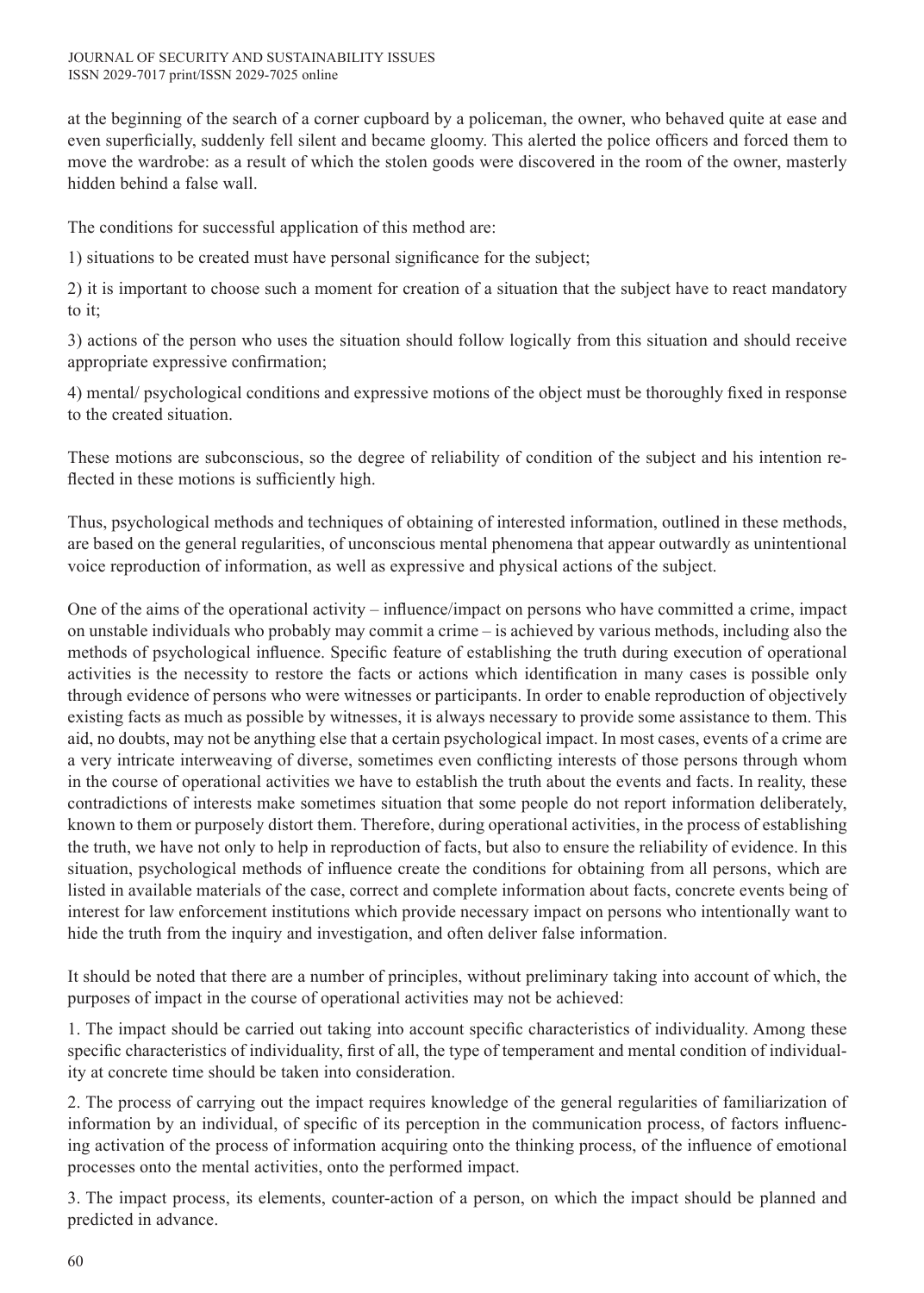at the beginning of the search of a corner cupboard by a policeman, the owner, who behaved quite at ease and even superficially, suddenly fell silent and became gloomy. This alerted the police officers and forced them to move the wardrobe: as a result of which the stolen goods were discovered in the room of the owner, masterly hidden behind a false wall.

The conditions for successful application of this method are:

1) situations to be created must have personal significance for the subject;

2) it is important to choose such a moment for creation of a situation that the subject have to react mandatory to it;

3) actions of the person who uses the situation should follow logically from this situation and should receive appropriate expressive confirmation;

4) mental/ psychological conditions and expressive motions of the object must be thoroughly fixed in response to the created situation.

These motions are subconscious, so the degree of reliability of condition of the subject and his intention reflected in these motions is sufficiently high.

Thus, psychological methods and techniques of obtaining of interested information, outlined in these methods, are based on the general regularities, of unconscious mental phenomena that appear outwardly as unintentional voice reproduction of information, as well as expressive and physical actions of the subject.

One of the aims of the operational activity – influence/impact on persons who have committed a crime, impact on unstable individuals who probably may commit a crime – is achieved by various methods, including also the methods of psychological influence. Specific feature of establishing the truth during execution of operational activities is the necessity to restore the facts or actions which identification in many cases is possible only through evidence of persons who were witnesses or participants. In order to enable reproduction of objectively existing facts as much as possible by witnesses, it is always necessary to provide some assistance to them. This aid, no doubts, may not be anything else that a certain psychological impact. In most cases, events of a crime are a very intricate interweaving of diverse, sometimes even conflicting interests of those persons through whom in the course of operational activities we have to establish the truth about the events and facts. In reality, these contradictions of interests make sometimes situation that some people do not report information deliberately, known to them or purposely distort them. Therefore, during operational activities, in the process of establishing the truth, we have not only to help in reproduction of facts, but also to ensure the reliability of evidence. In this situation, psychological methods of influence create the conditions for obtaining from all persons, which are listed in available materials of the case, correct and complete information about facts, concrete events being of interest for law enforcement institutions which provide necessary impact on persons who intentionally want to hide the truth from the inquiry and investigation, and often deliver false information.

It should be noted that there are a number of principles, without preliminary taking into account of which, the purposes of impact in the course of operational activities may not be achieved:

1. The impact should be carried out taking into account specific characteristics of individuality. Among these specific characteristics of individuality, first of all, the type of temperament and mental condition of individuality at concrete time should be taken into consideration.

2. The process of carrying out the impact requires knowledge of the general regularities of familiarization of information by an individual, of specific of its perception in the communication process, of factors influencing activation of the process of information acquiring onto the thinking process, of the influence of emotional processes onto the mental activities, onto the performed impact.

3. The impact process, its elements, counter-action of a person, on which the impact should be planned and predicted in advance.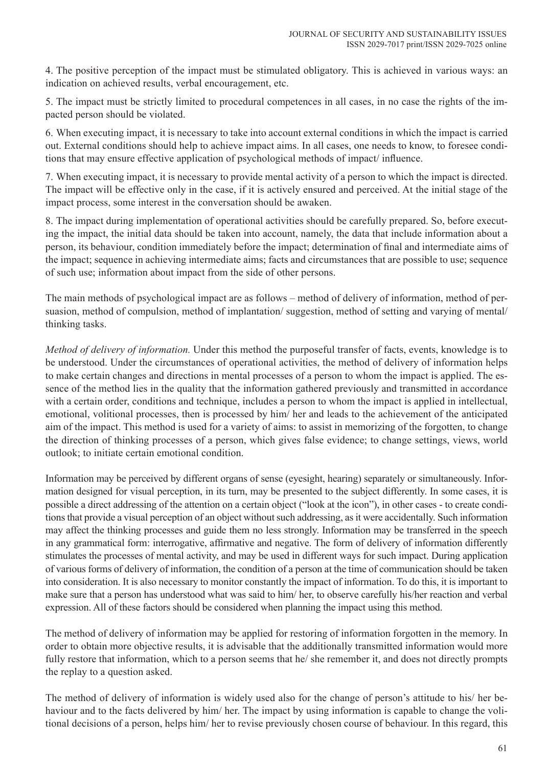4. The positive perception of the impact must be stimulated obligatory. This is achieved in various ways: an indication on achieved results, verbal encouragement, etc.

5. The impact must be strictly limited to procedural competences in all cases, in no case the rights of the impacted person should be violated.

6. When executing impact, it is necessary to take into account external conditions in which the impact is carried out. External conditions should help to achieve impact aims. In all cases, one needs to know, to foresee conditions that may ensure effective application of psychological methods of impact/ influence.

7. When executing impact, it is necessary to provide mental activity of a person to which the impact is directed. The impact will be effective only in the case, if it is actively ensured and perceived. At the initial stage of the impact process, some interest in the conversation should be awaken.

8. The impact during implementation of operational activities should be carefully prepared. So, before executing the impact, the initial data should be taken into account, namely, the data that include information about a person, its behaviour, condition immediately before the impact; determination of final and intermediate aims of the impact; sequence in achieving intermediate aims; facts and circumstances that are possible to use; sequence of such use; information about impact from the side of other persons.

The main methods of psychological impact are as follows – method of delivery of information, method of persuasion, method of compulsion, method of implantation/ suggestion, method of setting and varying of mental/ thinking tasks.

*Method of delivery of information.* Under this method the purposeful transfer of facts, events, knowledge is to be understood. Under the circumstances of operational activities, the method of delivery of information helps to make certain changes and directions in mental processes of a person to whom the impact is applied. The essence of the method lies in the quality that the information gathered previously and transmitted in accordance with a certain order, conditions and technique, includes a person to whom the impact is applied in intellectual, emotional, volitional processes, then is processed by him/ her and leads to the achievement of the anticipated aim of the impact. This method is used for a variety of aims: to assist in memorizing of the forgotten, to change the direction of thinking processes of a person, which gives false evidence; to change settings, views, world outlook; to initiate certain emotional condition.

Information may be perceived by different organs of sense (eyesight, hearing) separately or simultaneously. Information designed for visual perception, in its turn, may be presented to the subject differently. In some cases, it is possible a direct addressing of the attention on a certain object ("look at the icon"), in other cases - to create conditions that provide a visual perception of an object without such addressing, as it were accidentally. Such information may affect the thinking processes and guide them no less strongly. Information may be transferred in the speech in any grammatical form: interrogative, affirmative and negative. The form of delivery of information differently stimulates the processes of mental activity, and may be used in different ways for such impact. During application of various forms of delivery of information, the condition of a person at the time of communication should be taken into consideration. It is also necessary to monitor constantly the impact of information. To do this, it is important to make sure that a person has understood what was said to him/ her, to observe carefully his/her reaction and verbal expression. All of these factors should be considered when planning the impact using this method.

The method of delivery of information may be applied for restoring of information forgotten in the memory. In order to obtain more objective results, it is advisable that the additionally transmitted information would more fully restore that information, which to a person seems that he/ she remember it, and does not directly prompts the replay to a question asked.

The method of delivery of information is widely used also for the change of person's attitude to his/ her behaviour and to the facts delivered by him/ her. The impact by using information is capable to change the volitional decisions of a person, helps him/ her to revise previously chosen course of behaviour. In this regard, this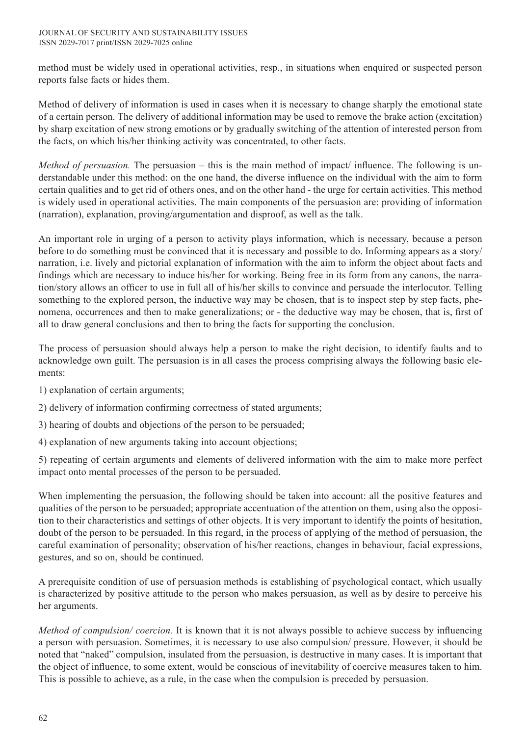method must be widely used in operational activities, resp., in situations when enquired or suspected person reports false facts or hides them.

Method of delivery of information is used in cases when it is necessary to change sharply the emotional state of a certain person. The delivery of additional information may be used to remove the brake action (excitation) by sharp excitation of new strong emotions or by gradually switching of the attention of interested person from the facts, on which his/her thinking activity was concentrated, to other facts.

*Method of persuasion.* The persuasion – this is the main method of impact/ influence. The following is understandable under this method: on the one hand, the diverse influence on the individual with the aim to form certain qualities and to get rid of others ones, and on the other hand - the urge for certain activities. This method is widely used in operational activities. The main components of the persuasion are: providing of information (narration), explanation, proving/argumentation and disproof, as well as the talk.

An important role in urging of a person to activity plays information, which is necessary, because a person before to do something must be convinced that it is necessary and possible to do. Informing appears as a story/ narration, i.e. lively and pictorial explanation of information with the aim to inform the object about facts and findings which are necessary to induce his/her for working. Being free in its form from any canons, the narration/story allows an officer to use in full all of his/her skills to convince and persuade the interlocutor. Telling something to the explored person, the inductive way may be chosen, that is to inspect step by step facts, phenomena, occurrences and then to make generalizations; or - the deductive way may be chosen, that is, first of all to draw general conclusions and then to bring the facts for supporting the conclusion.

The process of persuasion should always help a person to make the right decision, to identify faults and to acknowledge own guilt. The persuasion is in all cases the process comprising always the following basic elements:

1) explanation of certain arguments;

2) delivery of information confirming correctness of stated arguments;

3) hearing of doubts and objections of the person to be persuaded;

4) explanation of new arguments taking into account objections;

5) repeating of certain arguments and elements of delivered information with the aim to make more perfect impact onto mental processes of the person to be persuaded.

When implementing the persuasion, the following should be taken into account: all the positive features and qualities of the person to be persuaded; appropriate accentuation of the attention on them, using also the opposition to their characteristics and settings of other objects. It is very important to identify the points of hesitation, doubt of the person to be persuaded. In this regard, in the process of applying of the method of persuasion, the careful examination of personality; observation of his/her reactions, changes in behaviour, facial expressions, gestures, and so on, should be continued.

A prerequisite condition of use of persuasion methods is establishing of psychological contact, which usually is characterized by positive attitude to the person who makes persuasion, as well as by desire to perceive his her arguments.

*Method of compulsion/ coercion.* It is known that it is not always possible to achieve success by influencing a person with persuasion. Sometimes, it is necessary to use also compulsion/ pressure. However, it should be noted that "naked" compulsion, insulated from the persuasion, is destructive in many cases. It is important that the object of influence, to some extent, would be conscious of inevitability of coercive measures taken to him. This is possible to achieve, as a rule, in the case when the compulsion is preceded by persuasion.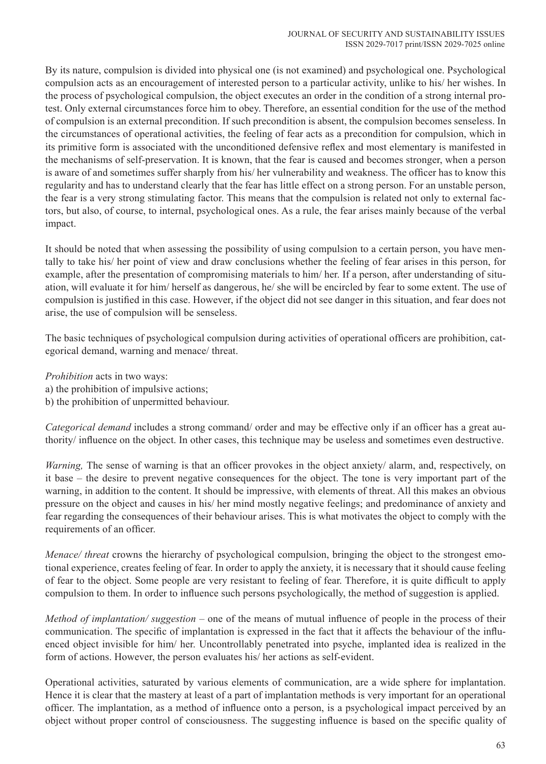By its nature, compulsion is divided into physical one (is not examined) and psychological one. Psychological compulsion acts as an encouragement of interested person to a particular activity, unlike to his/ her wishes. In the process of psychological compulsion, the object executes an order in the condition of a strong internal protest. Only external circumstances force him to obey. Therefore, an essential condition for the use of the method of compulsion is an external precondition. If such precondition is absent, the compulsion becomes senseless. In the circumstances of operational activities, the feeling of fear acts as a precondition for compulsion, which in its primitive form is associated with the unconditioned defensive reflex and most elementary is manifested in the mechanisms of self-preservation. It is known, that the fear is caused and becomes stronger, when a person is aware of and sometimes suffer sharply from his/ her vulnerability and weakness. The officer has to know this regularity and has to understand clearly that the fear has little effect on a strong person. For an unstable person, the fear is a very strong stimulating factor. This means that the compulsion is related not only to external factors, but also, of course, to internal, psychological ones. As a rule, the fear arises mainly because of the verbal impact.

It should be noted that when assessing the possibility of using compulsion to a certain person, you have mentally to take his/ her point of view and draw conclusions whether the feeling of fear arises in this person, for example, after the presentation of compromising materials to him/ her. If a person, after understanding of situation, will evaluate it for him/ herself as dangerous, he/ she will be encircled by fear to some extent. The use of compulsion is justified in this case. However, if the object did not see danger in this situation, and fear does not arise, the use of compulsion will be senseless.

The basic techniques of psychological compulsion during activities of operational officers are prohibition, categorical demand, warning and menace/ threat.

*Prohibition* acts in two ways:
a) the prohibition of impulsive actions;
b) the prohibition of unpermitted behaviour.

*Categorical demand* includes a strong command/ order and may be effective only if an officer has a great authority/ influence on the object. In other cases, this technique may be useless and sometimes even destructive.

*Warning,* The sense of warning is that an officer provokes in the object anxiety/ alarm, and, respectively, on it base – the desire to prevent negative consequences for the object. The tone is very important part of the warning, in addition to the content. It should be impressive, with elements of threat. All this makes an obvious pressure on the object and causes in his/ her mind mostly negative feelings; and predominance of anxiety and fear regarding the consequences of their behaviour arises. This is what motivates the object to comply with the requirements of an officer.

*Menace/ threat* crowns the hierarchy of psychological compulsion, bringing the object to the strongest emotional experience, creates feeling of fear. In order to apply the anxiety, it is necessary that it should cause feeling of fear to the object. Some people are very resistant to feeling of fear. Therefore, it is quite difficult to apply compulsion to them. In order to influence such persons psychologically, the method of suggestion is applied.

*Method of implantation/ suggestion* – one of the means of mutual influence of people in the process of their communication. The specific of implantation is expressed in the fact that it affects the behaviour of the influenced object invisible for him/ her. Uncontrollably penetrated into psyche, implanted idea is realized in the form of actions. However, the person evaluates his/ her actions as self-evident.

Operational activities, saturated by various elements of communication, are a wide sphere for implantation. Hence it is clear that the mastery at least of a part of implantation methods is very important for an operational officer. The implantation, as a method of influence onto a person, is a psychological impact perceived by an object without proper control of consciousness. The suggesting influence is based on the specific quality of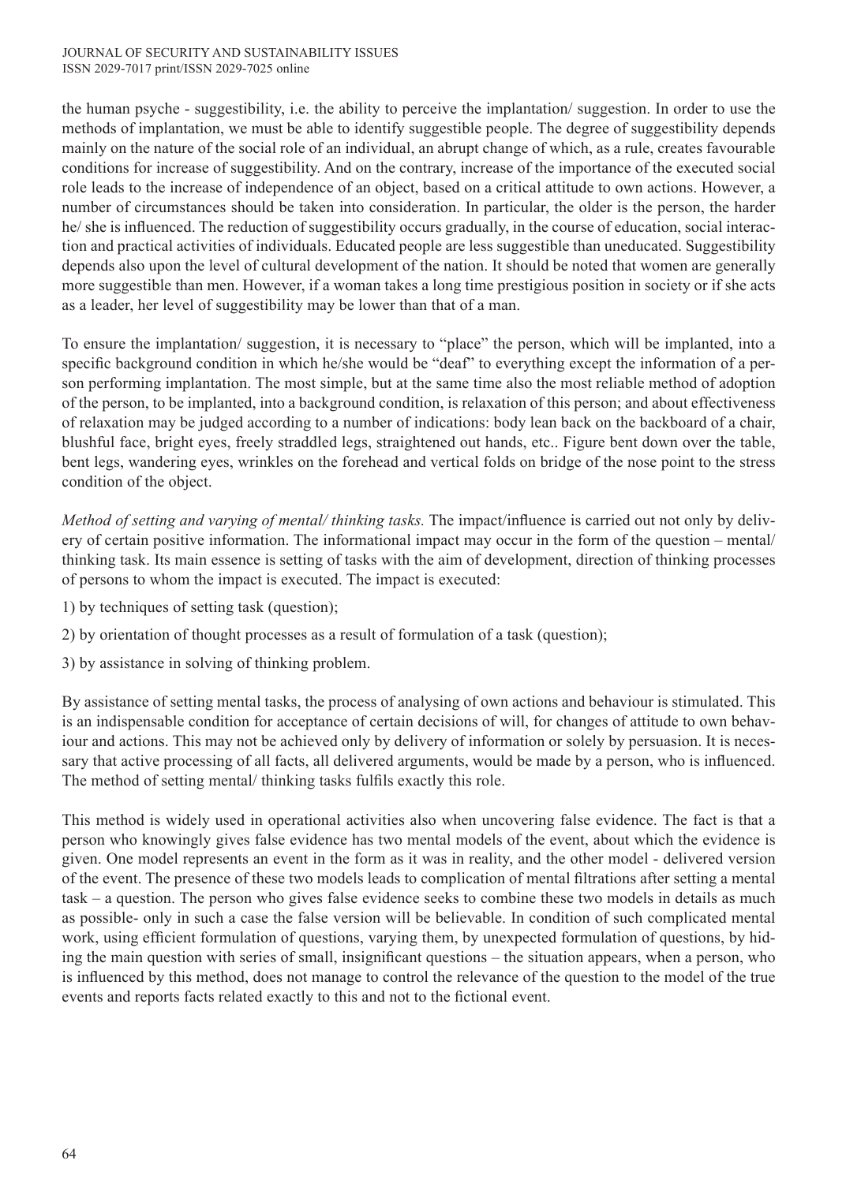the human psyche - suggestibility, i.e. the ability to perceive the implantation/ suggestion. In order to use the methods of implantation, we must be able to identify suggestible people. The degree of suggestibility depends mainly on the nature of the social role of an individual, an abrupt change of which, as a rule, creates favourable conditions for increase of suggestibility. And on the contrary, increase of the importance of the executed social role leads to the increase of independence of an object, based on a critical attitude to own actions. However, a number of circumstances should be taken into consideration. In particular, the older is the person, the harder he/ she is influenced. The reduction of suggestibility occurs gradually, in the course of education, social interaction and practical activities of individuals. Educated people are less suggestible than uneducated. Suggestibility depends also upon the level of cultural development of the nation. It should be noted that women are generally more suggestible than men. However, if a woman takes a long time prestigious position in society or if she acts as a leader, her level of suggestibility may be lower than that of a man.

To ensure the implantation/ suggestion, it is necessary to "place" the person, which will be implanted, into a specific background condition in which he/she would be "deaf" to everything except the information of a person performing implantation. The most simple, but at the same time also the most reliable method of adoption of the person, to be implanted, into a background condition, is relaxation of this person; and about effectiveness of relaxation may be judged according to a number of indications: body lean back on the backboard of a chair, blushful face, bright eyes, freely straddled legs, straightened out hands, etc.. Figure bent down over the table, bent legs, wandering eyes, wrinkles on the forehead and vertical folds on bridge of the nose point to the stress condition of the object.

*Method of setting and varying of mental/ thinking tasks.* The impact/influence is carried out not only by delivery of certain positive information. The informational impact may occur in the form of the question – mental/ thinking task. Its main essence is setting of tasks with the aim of development, direction of thinking processes of persons to whom the impact is executed. The impact is executed:

1) by techniques of setting task (question);

2) by orientation of thought processes as a result of formulation of a task (question);

3) by assistance in solving of thinking problem.

By assistance of setting mental tasks, the process of analysing of own actions and behaviour is stimulated. This is an indispensable condition for acceptance of certain decisions of will, for changes of attitude to own behaviour and actions. This may not be achieved only by delivery of information or solely by persuasion. It is necessary that active processing of all facts, all delivered arguments, would be made by a person, who is influenced. The method of setting mental/ thinking tasks fulfils exactly this role.

This method is widely used in operational activities also when uncovering false evidence. The fact is that a person who knowingly gives false evidence has two mental models of the event, about which the evidence is given. One model represents an event in the form as it was in reality, and the other model - delivered version of the event. The presence of these two models leads to complication of mental filtrations after setting a mental task – a question. The person who gives false evidence seeks to combine these two models in details as much as possible- only in such a case the false version will be believable. In condition of such complicated mental work, using efficient formulation of questions, varying them, by unexpected formulation of questions, by hiding the main question with series of small, insignificant questions – the situation appears, when a person, who is influenced by this method, does not manage to control the relevance of the question to the model of the true events and reports facts related exactly to this and not to the fictional event.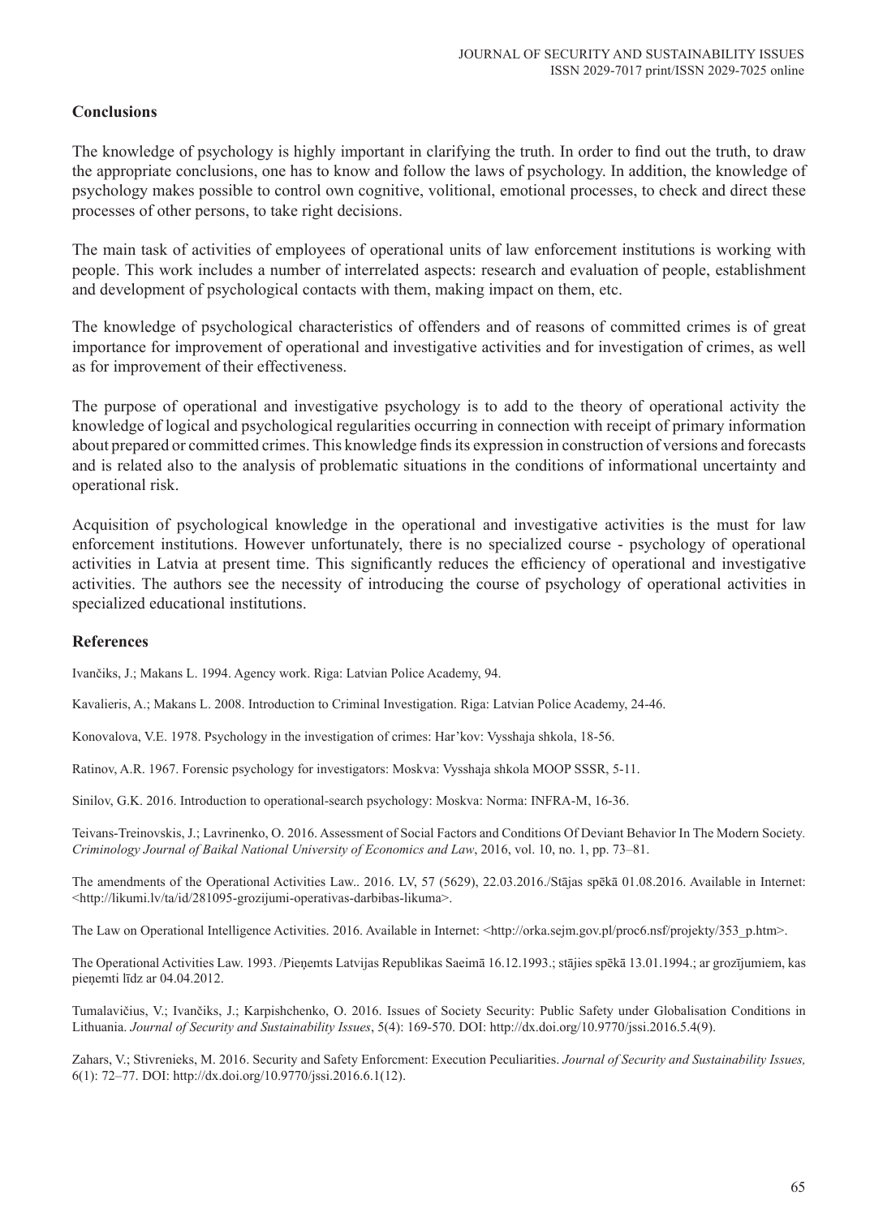## Conclusions

The knowledge of psychology is highly important in clarifying the truth. In order to find out the truth, to draw the appropriate conclusions, one has to know and follow the laws of psychology. In addition, the knowledge of psychology makes possible to control own cognitive, volitional, emotional processes, to check and direct these processes of other persons, to take right decisions.

The main task of activities of employees of operational units of law enforcement institutions is working with people. This work includes a number of interrelated aspects: research and evaluation of people, establishment and development of psychological contacts with them, making impact on them, etc.

The knowledge of psychological characteristics of offenders and of reasons of committed crimes is of great importance for improvement of operational and investigative activities and for investigation of crimes, as well as for improvement of their effectiveness.

The purpose of operational and investigative psychology is to add to the theory of operational activity the knowledge of logical and psychological regularities occurring in connection with receipt of primary information about prepared or committed crimes. This knowledge finds its expression in construction of versions and forecasts and is related also to the analysis of problematic situations in the conditions of informational uncertainty and operational risk.

Acquisition of psychological knowledge in the operational and investigative activities is the must for law enforcement institutions. However unfortunately, there is no specialized course - psychology of operational activities in Latvia at present time. This significantly reduces the efficiency of operational and investigative activities. The authors see the necessity of introducing the course of psychology of operational activities in specialized educational institutions.

## References

Ivančiks, J.; Makans L. 1994. Agency work. Riga: Latvian Police Academy, 94.

Kavalieris, A.; Makans L. 2008. Introduction to Criminal Investigation. Riga: Latvian Police Academy, 24-46.

Konovalova, V.E. 1978. Psychology in the investigation of crimes: Har'kov: Vysshaja shkola, 18-56.

Ratinov, A.R. 1967. Forensic psychology for investigators: Moskva: Vysshaja shkola MOOP SSSR, 5-11.

Sinilov, G.K. 2016. Introduction to operational-search psychology: Moskva: Norma: INFRA-M, 16-36.

Teivans-Treinovskis, J.; Lavrinenko, O. 2016. Assessment of Social Factors and Conditions Of Deviant Behavior In The Modern Society. *Criminology Journal of Baikal National University of Economics and Law*, 2016, vol. 10, no. 1, pp. 73–81.

The amendments of the Operational Activities Law.. 2016. LV, 57 (5629), 22.03.2016./Stājas spēkā 01.08.2016. Available in Internet: <http://likumi.lv/ta/id/281095-grozijumi-operativas-darbibas-likuma>.

The Law on Operational Intelligence Activities. 2016. Available in Internet: <http://orka.sejm.gov.pl/proc6.nsf/projekty/353_p.htm>.

The Operational Activities Law. 1993. /Pieņemts Latvijas Republikas Saeimā 16.12.1993.; stājies spēkā 13.01.1994.; ar grozījumiem, kas pieņemti līdz ar 04.04.2012.

Tumalavičius, V.; Ivančiks, J.; Karpishchenko, O. 2016. Issues of Society Security: Public Safety under Globalisation Conditions in Lithuania. *Journal of Security and Sustainability Issues*, 5(4): 169-570. DOI: http://dx.doi.org/10.9770/jssi.2016.5.4(9).

Zahars, V.; Stivrenieks, M. 2016. Security and Safety Enforcment: Execution Peculiarities. *Journal of Security and Sustainability Issues,* 6(1): 72–77. DOI: http://dx.doi.org/10.9770/jssi.2016.6.1(12).